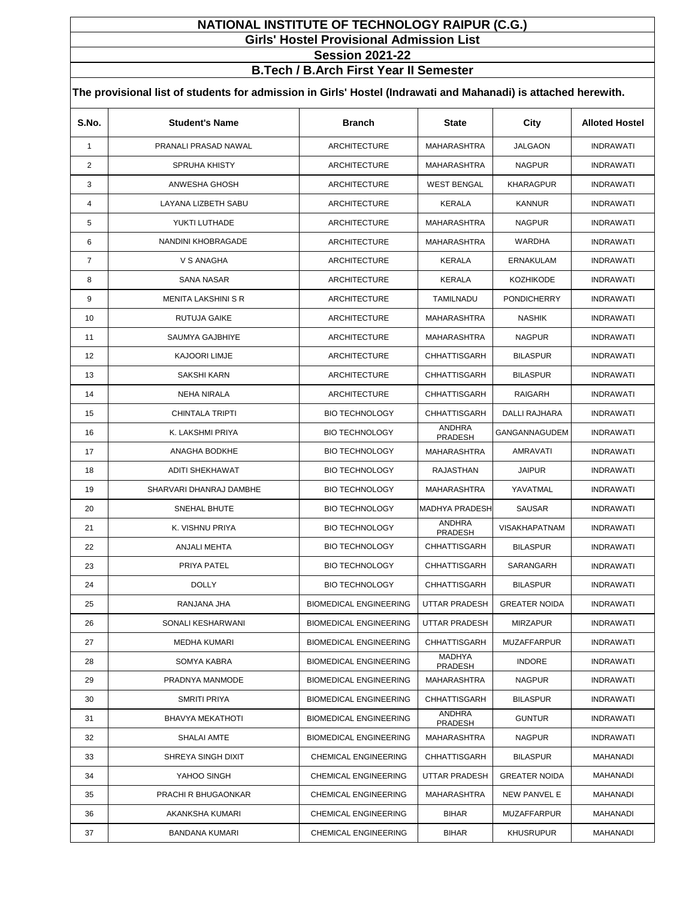# NATIONAL INSTITUTE OF TECHNOLOGY RAIPUR (C.G.)

## Girls' Hostel Provisional Admission List

## Session 2021-22

## B.Tech / B.Arch First Year II Semester

**The provisional list of students for admission in Girls' Hostel (Indrawati and Mahanadi) is attached herewith.**

| S.No. | Student's Name | Branch | State | City | Alloted Hostel |
|---|---|---|---|---|---|
| 1 | PRANALI PRASAD NAWAL | ARCHITECTURE | MAHARASHTRA | JALGAON | INDRAWATI |
| 2 | SPRUHA KHISTY | ARCHITECTURE | MAHARASHTRA | NAGPUR | INDRAWATI |
| 3 | ANWESHA GHOSH | ARCHITECTURE | WEST BENGAL | KHARAGPUR | INDRAWATI |
| 4 | LAYANA LIZBETH SABU | ARCHITECTURE | KERALA | KANNUR | INDRAWATI |
| 5 | YUKTI LUTHADE | ARCHITECTURE | MAHARASHTRA | NAGPUR | INDRAWATI |
| 6 | NANDINI KHOBRAGADE | ARCHITECTURE | MAHARASHTRA | WARDHA | INDRAWATI |
| 7 | V S ANAGHA | ARCHITECTURE | KERALA | ERNAKULAM | INDRAWATI |
| 8 | SANA NASAR | ARCHITECTURE | KERALA | KOZHIKODE | INDRAWATI |
| 9 | MENITA LAKSHINI S R | ARCHITECTURE | TAMILNADU | PONDICHERRY | INDRAWATI |
| 10 | RUTUJA GAIKE | ARCHITECTURE | MAHARASHTRA | NASHIK | INDRAWATI |
| 11 | SAUMYA GAJBHIYE | ARCHITECTURE | MAHARASHTRA | NAGPUR | INDRAWATI |
| 12 | KAJOORI LIMJE | ARCHITECTURE | CHHATTISGARH | BILASPUR | INDRAWATI |
| 13 | SAKSHI KARN | ARCHITECTURE | CHHATTISGARH | BILASPUR | INDRAWATI |
| 14 | NEHA NIRALA | ARCHITECTURE | CHHATTISGARH | RAIGARH | INDRAWATI |
| 15 | CHINTALA TRIPTI | BIO TECHNOLOGY | CHHATTISGARH | DALLI RAJHARA | INDRAWATI |
| 16 | K. LAKSHMI PRIYA | BIO TECHNOLOGY | ANDHRA PRADESH | GANGANNAGUDEM | INDRAWATI |
| 17 | ANAGHA BODKHE | BIO TECHNOLOGY | MAHARASHTRA | AMRAVATI | INDRAWATI |
| 18 | ADITI SHEKHAWAT | BIO TECHNOLOGY | RAJASTHAN | JAIPUR | INDRAWATI |
| 19 | SHARVARI DHANRAJ DAMBHE | BIO TECHNOLOGY | MAHARASHTRA | YAVATMAL | INDRAWATI |
| 20 | SNEHAL BHUTE | BIO TECHNOLOGY | MADHYA PRADESH | SAUSAR | INDRAWATI |
| 21 | K. VISHNU PRIYA | BIO TECHNOLOGY | ANDHRA PRADESH | VISAKHAPATNAM | INDRAWATI |
| 22 | ANJALI MEHTA | BIO TECHNOLOGY | CHHATTISGARH | BILASPUR | INDRAWATI |
| 23 | PRIYA PATEL | BIO TECHNOLOGY | CHHATTISGARH | SARANGARH | INDRAWATI |
| 24 | DOLLY | BIO TECHNOLOGY | CHHATTISGARH | BILASPUR | INDRAWATI |
| 25 | RANJANA JHA | BIOMEDICAL ENGINEERING | UTTAR PRADESH | GREATER NOIDA | INDRAWATI |
| 26 | SONALI KESHARWANI | BIOMEDICAL ENGINEERING | UTTAR PRADESH | MIRZAPUR | INDRAWATI |
| 27 | MEDHA KUMARI | BIOMEDICAL ENGINEERING | CHHATTISGARH | MUZAFFARPUR | INDRAWATI |
| 28 | SOMYA KABRA | BIOMEDICAL ENGINEERING | MADHYA PRADESH | INDORE | INDRAWATI |
| 29 | PRADNYA MANMODE | BIOMEDICAL ENGINEERING | MAHARASHTRA | NAGPUR | INDRAWATI |
| 30 | SMRITI PRIYA | BIOMEDICAL ENGINEERING | CHHATTISGARH | BILASPUR | INDRAWATI |
| 31 | BHAVYA MEKATHOTI | BIOMEDICAL ENGINEERING | ANDHRA PRADESH | GUNTUR | INDRAWATI |
| 32 | SHALAI AMTE | BIOMEDICAL ENGINEERING | MAHARASHTRA | NAGPUR | INDRAWATI |
| 33 | SHREYA SINGH DIXIT | CHEMICAL ENGINEERING | CHHATTISGARH | BILASPUR | MAHANADI |
| 34 | YAHOO SINGH | CHEMICAL ENGINEERING | UTTAR PRADESH | GREATER NOIDA | MAHANADI |
| 35 | PRACHI R BHUGAONKAR | CHEMICAL ENGINEERING | MAHARASHTRA | NEW PANVEL E | MAHANADI |
| 36 | AKANKSHA KUMARI | CHEMICAL ENGINEERING | BIHAR | MUZAFFARPUR | MAHANADI |
| 37 | BANDANA KUMARI | CHEMICAL ENGINEERING | BIHAR | KHUSRUPUR | MAHANADI |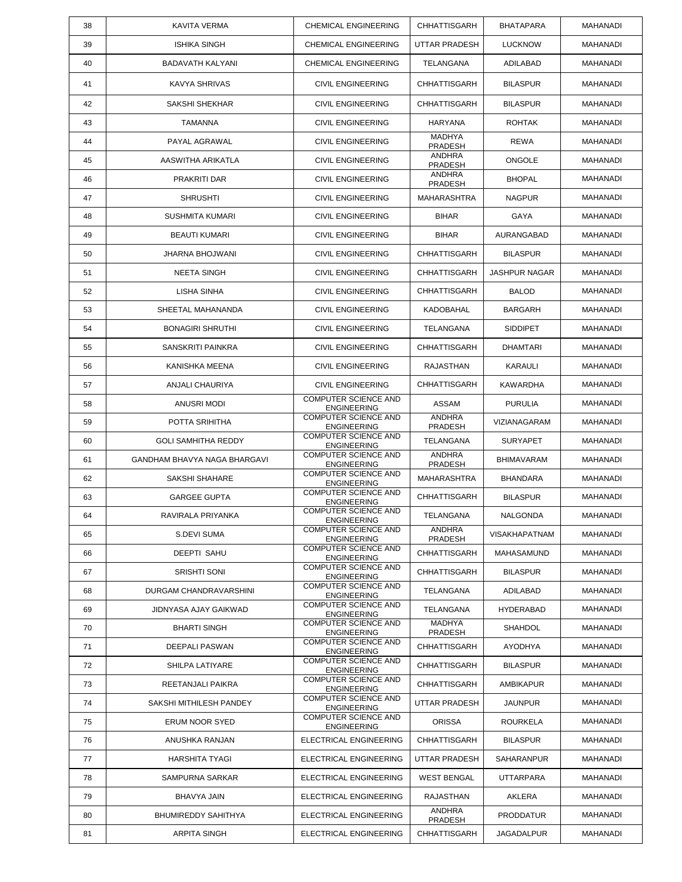| 38 | KAVITA VERMA | CHEMICAL ENGINEERING | CHHATTISGARH | BHATAPARA | MAHANADI |
|---|---|---|---|---|---|
| 39 | ISHIKA SINGH | CHEMICAL ENGINEERING | UTTAR PRADESH | LUCKNOW | MAHANADI |
| 40 | BADAVATH KALYANI | CHEMICAL ENGINEERING | TELANGANA | ADILABAD | MAHANADI |
| 41 | KAVYA SHRIVAS | CIVIL ENGINEERING | CHHATTISGARH | BILASPUR | MAHANADI |
| 42 | SAKSHI SHEKHAR | CIVIL ENGINEERING | CHHATTISGARH | BILASPUR | MAHANADI |
| 43 | TAMANNA | CIVIL ENGINEERING | HARYANA | ROHTAK | MAHANADI |
| 44 | PAYAL AGRAWAL | CIVIL ENGINEERING | MADHYA PRADESH | REWA | MAHANADI |
| 45 | AASWITHA ARIKATLA | CIVIL ENGINEERING | ANDHRA PRADESH | ONGOLE | MAHANADI |
| 46 | PRAKRITI DAR | CIVIL ENGINEERING | ANDHRA PRADESH | BHOPAL | MAHANADI |
| 47 | SHRUSHTI | CIVIL ENGINEERING | MAHARASHTRA | NAGPUR | MAHANADI |
| 48 | SUSHMITA KUMARI | CIVIL ENGINEERING | BIHAR | GAYA | MAHANADI |
| 49 | BEAUTI KUMARI | CIVIL ENGINEERING | BIHAR | AURANGABAD | MAHANADI |
| 50 | JHARNA BHOJWANI | CIVIL ENGINEERING | CHHATTISGARH | BILASPUR | MAHANADI |
| 51 | NEETA SINGH | CIVIL ENGINEERING | CHHATTISGARH | JASHPUR NAGAR | MAHANADI |
| 52 | LISHA SINHA | CIVIL ENGINEERING | CHHATTISGARH | BALOD | MAHANADI |
| 53 | SHEETAL MAHANANDA | CIVIL ENGINEERING | KADOBAHAL | BARGARH | MAHANADI |
| 54 | BONAGIRI SHRUTHI | CIVIL ENGINEERING | TELANGANA | SIDDIPET | MAHANADI |
| 55 | SANSKRITI PAINKRA | CIVIL ENGINEERING | CHHATTISGARH | DHAMTARI | MAHANADI |
| 56 | KANISHKA MEENA | CIVIL ENGINEERING | RAJASTHAN | KARAULI | MAHANADI |
| 57 | ANJALI CHAURIYA | CIVIL ENGINEERING | CHHATTISGARH | KAWARDHA | MAHANADI |
| 58 | ANUSRI MODI | COMPUTER SCIENCE AND ENGINEERING | ASSAM | PURULIA | MAHANADI |
| 59 | POTTA SRIHITHA | COMPUTER SCIENCE AND ENGINEERING | ANDHRA PRADESH | VIZIANAGARAM | MAHANADI |
| 60 | GOLI SAMHITHA REDDY | COMPUTER SCIENCE AND ENGINEERING | TELANGANA | SURYAPET | MAHANADI |
| 61 | GANDHAM BHAVYA NAGA BHARGAVI | COMPUTER SCIENCE AND ENGINEERING | ANDHRA PRADESH | BHIMAVARAM | MAHANADI |
| 62 | SAKSHI SHAHARE | COMPUTER SCIENCE AND ENGINEERING | MAHARASHTRA | BHANDARA | MAHANADI |
| 63 | GARGEE GUPTA | COMPUTER SCIENCE AND ENGINEERING | CHHATTISGARH | BILASPUR | MAHANADI |
| 64 | RAVIRALA PRIYANKA | COMPUTER SCIENCE AND ENGINEERING | TELANGANA | NALGONDA | MAHANADI |
| 65 | S.DEVI SUMA | COMPUTER SCIENCE AND ENGINEERING | ANDHRA PRADESH | VISAKHAPATNAM | MAHANADI |
| 66 | DEEPTI SAHU | COMPUTER SCIENCE AND ENGINEERING | CHHATTISGARH | MAHASAMUND | MAHANADI |
| 67 | SRISHTI SONI | COMPUTER SCIENCE AND ENGINEERING | CHHATTISGARH | BILASPUR | MAHANADI |
| 68 | DURGAM CHANDRAVARSHINI | COMPUTER SCIENCE AND ENGINEERING | TELANGANA | ADILABAD | MAHANADI |
| 69 | JIDNYASA AJAY GAIKWAD | COMPUTER SCIENCE AND ENGINEERING | TELANGANA | HYDERABAD | MAHANADI |
| 70 | BHARTI SINGH | COMPUTER SCIENCE AND ENGINEERING | MADHYA PRADESH | SHAHDOL | MAHANADI |
| 71 | DEEPALI PASWAN | COMPUTER SCIENCE AND ENGINEERING | CHHATTISGARH | AYODHYA | MAHANADI |
| 72 | SHILPA LATIYARE | COMPUTER SCIENCE AND ENGINEERING | CHHATTISGARH | BILASPUR | MAHANADI |
| 73 | REETANJALI PAIKRA | COMPUTER SCIENCE AND ENGINEERING | CHHATTISGARH | AMBIKAPUR | MAHANADI |
| 74 | SAKSHI MITHILESH PANDEY | COMPUTER SCIENCE AND ENGINEERING | UTTAR PRADESH | JAUNPUR | MAHANADI |
| 75 | ERUM NOOR SYED | COMPUTER SCIENCE AND ENGINEERING | ORISSA | ROURKELA | MAHANADI |
| 76 | ANUSHKA RANJAN | ELECTRICAL ENGINEERING | CHHATTISGARH | BILASPUR | MAHANADI |
| 77 | HARSHITA TYAGI | ELECTRICAL ENGINEERING | UTTAR PRADESH | SAHARANPUR | MAHANADI |
| 78 | SAMPURNA SARKAR | ELECTRICAL ENGINEERING | WEST BENGAL | UTTARPARA | MAHANADI |
| 79 | BHAVYA JAIN | ELECTRICAL ENGINEERING | RAJASTHAN | AKLERA | MAHANADI |
| 80 | BHUMIREDDY SAHITHYA | ELECTRICAL ENGINEERING | ANDHRA PRADESH | PRODDATUR | MAHANADI |
| 81 | ARPITA SINGH | ELECTRICAL ENGINEERING | CHHATTISGARH | JAGADALPUR | MAHANADI |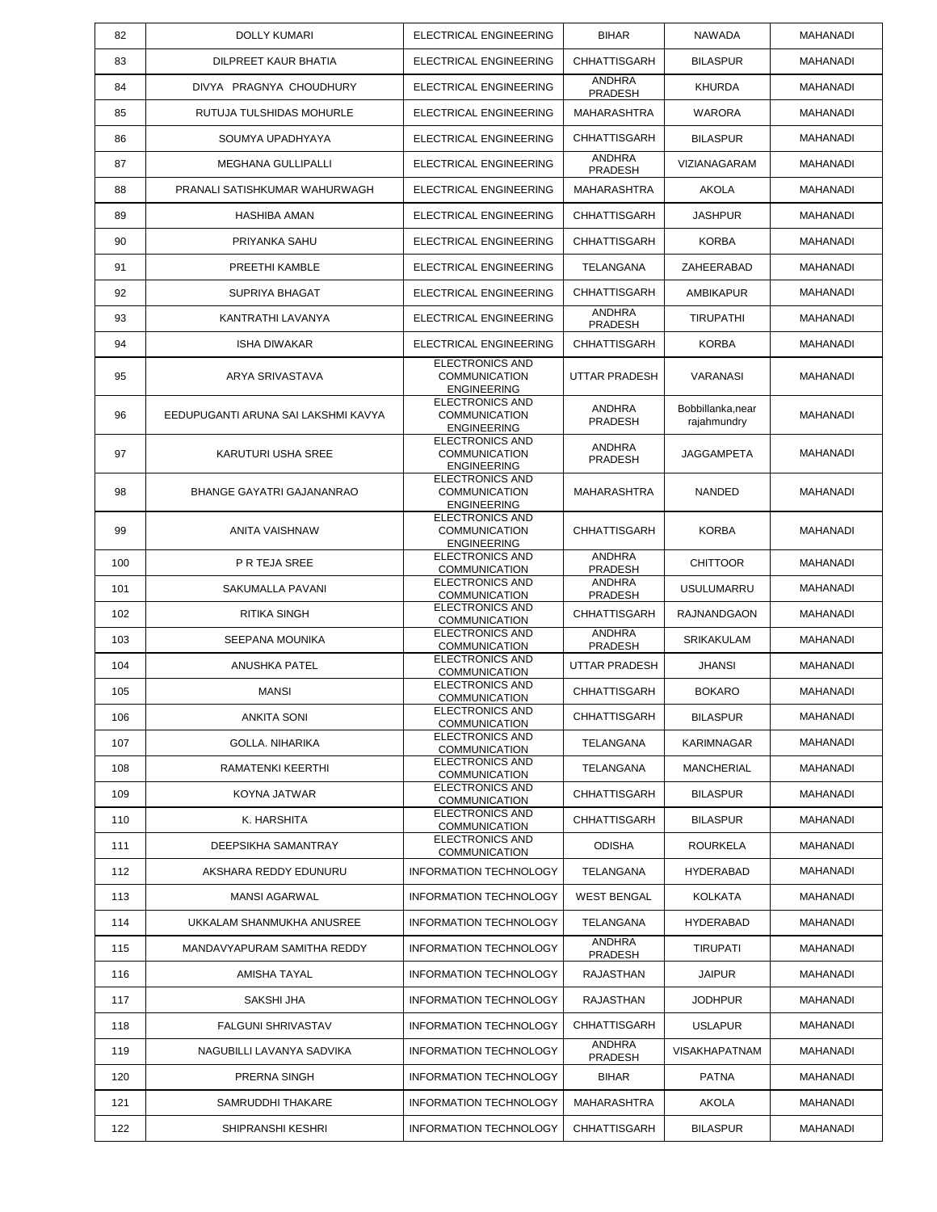| 82 | DOLLY KUMARI | ELECTRICAL ENGINEERING | BIHAR | NAWADA | MAHANADI |
|---|---|---|---|---|---|
| 83 | DILPREET KAUR BHATIA | ELECTRICAL ENGINEERING | CHHATTISGARH | BILASPUR | MAHANADI |
| 84 | DIVYA PRAGNYA CHOUDHURY | ELECTRICAL ENGINEERING | ANDHRA PRADESH | KHURDA | MAHANADI |
| 85 | RUTUJA TULSHIDAS MOHURLE | ELECTRICAL ENGINEERING | MAHARASHTRA | WARORA | MAHANADI |
| 86 | SOUMYA UPADHYAYA | ELECTRICAL ENGINEERING | CHHATTISGARH | BILASPUR | MAHANADI |
| 87 | MEGHANA GULLIPALLI | ELECTRICAL ENGINEERING | ANDHRA PRADESH | VIZIANAGARAM | MAHANADI |
| 88 | PRANALI SATISHKUMAR WAHURWAGH | ELECTRICAL ENGINEERING | MAHARASHTRA | AKOLA | MAHANADI |
| 89 | HASHIBA AMAN | ELECTRICAL ENGINEERING | CHHATTISGARH | JASHPUR | MAHANADI |
| 90 | PRIYANKA SAHU | ELECTRICAL ENGINEERING | CHHATTISGARH | KORBA | MAHANADI |
| 91 | PREETHI KAMBLE | ELECTRICAL ENGINEERING | TELANGANA | ZAHEERABAD | MAHANADI |
| 92 | SUPRIYA BHAGAT | ELECTRICAL ENGINEERING | CHHATTISGARH | AMBIKAPUR | MAHANADI |
| 93 | KANTRATHI LAVANYA | ELECTRICAL ENGINEERING | ANDHRA PRADESH | TIRUPATHI | MAHANADI |
| 94 | ISHA DIWAKAR | ELECTRICAL ENGINEERING | CHHATTISGARH | KORBA | MAHANADI |
| 95 | ARYA SRIVASTAVA | ELECTRONICS AND COMMUNICATION ENGINEERING | UTTAR PRADESH | VARANASI | MAHANADI |
| 96 | EEDUPUGANTI ARUNA SAI LAKSHMI KAVYA | ELECTRONICS AND COMMUNICATION ENGINEERING | ANDHRA PRADESH | Bobbillanka,near rajahmundry | MAHANADI |
| 97 | KARUTURI USHA SREE | ELECTRONICS AND COMMUNICATION ENGINEERING | ANDHRA PRADESH | JAGGAMPETA | MAHANADI |
| 98 | BHANGE GAYATRI GAJANANRAO | ELECTRONICS AND COMMUNICATION ENGINEERING | MAHARASHTRA | NANDED | MAHANADI |
| 99 | ANITA VAISHNAW | ELECTRONICS AND COMMUNICATION ENGINEERING | CHHATTISGARH | KORBA | MAHANADI |
| 100 | P R TEJA SREE | ELECTRONICS AND COMMUNICATION | ANDHRA PRADESH | CHITTOOR | MAHANADI |
| 101 | SAKUMALLA PAVANI | ELECTRONICS AND COMMUNICATION | ANDHRA PRADESH | USULUMARRU | MAHANADI |
| 102 | RITIKA SINGH | ELECTRONICS AND COMMUNICATION | CHHATTISGARH | RAJNANDGAON | MAHANADI |
| 103 | SEEPANA MOUNIKA | ELECTRONICS AND COMMUNICATION | ANDHRA PRADESH | SRIKAKULAM | MAHANADI |
| 104 | ANUSHKA PATEL | ELECTRONICS AND COMMUNICATION | UTTAR PRADESH | JHANSI | MAHANADI |
| 105 | MANSI | ELECTRONICS AND COMMUNICATION | CHHATTISGARH | BOKARO | MAHANADI |
| 106 | ANKITA SONI | ELECTRONICS AND COMMUNICATION | CHHATTISGARH | BILASPUR | MAHANADI |
| 107 | GOLLA. NIHARIKA | ELECTRONICS AND COMMUNICATION | TELANGANA | KARIMNAGAR | MAHANADI |
| 108 | RAMATENKI KEERTHI | ELECTRONICS AND COMMUNICATION | TELANGANA | MANCHERIAL | MAHANADI |
| 109 | KOYNA JATWAR | ELECTRONICS AND COMMUNICATION | CHHATTISGARH | BILASPUR | MAHANADI |
| 110 | K. HARSHITA | ELECTRONICS AND COMMUNICATION | CHHATTISGARH | BILASPUR | MAHANADI |
| 111 | DEEPSIKHA SAMANTRAY | ELECTRONICS AND COMMUNICATION | ODISHA | ROURKELA | MAHANADI |
| 112 | AKSHARA REDDY EDUNURU | INFORMATION TECHNOLOGY | TELANGANA | HYDERABAD | MAHANADI |
| 113 | MANSI AGARWAL | INFORMATION TECHNOLOGY | WEST BENGAL | KOLKATA | MAHANADI |
| 114 | UKKALAM SHANMUKHA ANUSREE | INFORMATION TECHNOLOGY | TELANGANA | HYDERABAD | MAHANADI |
| 115 | MANDAVYAPURAM SAMITHA REDDY | INFORMATION TECHNOLOGY | ANDHRA PRADESH | TIRUPATI | MAHANADI |
| 116 | AMISHA TAYAL | INFORMATION TECHNOLOGY | RAJASTHAN | JAIPUR | MAHANADI |
| 117 | SAKSHI JHA | INFORMATION TECHNOLOGY | RAJASTHAN | JODHPUR | MAHANADI |
| 118 | FALGUNI SHRIVASTAV | INFORMATION TECHNOLOGY | CHHATTISGARH | USLAPUR | MAHANADI |
| 119 | NAGUBILLI LAVANYA SADVIKA | INFORMATION TECHNOLOGY | ANDHRA PRADESH | VISAKHAPATNAM | MAHANADI |
| 120 | PRERNA SINGH | INFORMATION TECHNOLOGY | BIHAR | PATNA | MAHANADI |
| 121 | SAMRUDDHI THAKARE | INFORMATION TECHNOLOGY | MAHARASHTRA | AKOLA | MAHANADI |
| 122 | SHIPRANSHI KESHRI | INFORMATION TECHNOLOGY | CHHATTISGARH | BILASPUR | MAHANADI |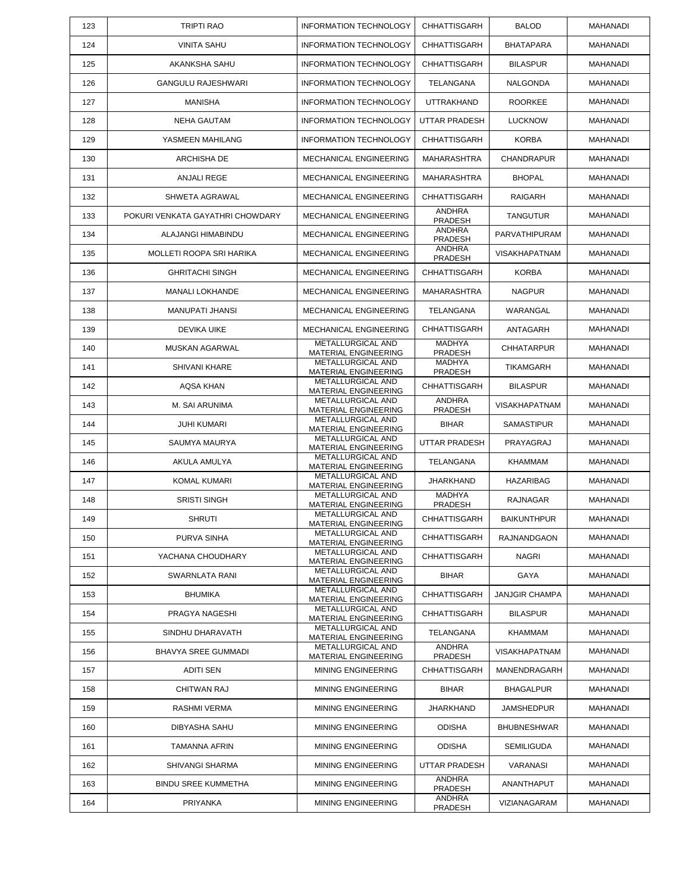| 123 | TRIPTI RAO | INFORMATION TECHNOLOGY | CHHATTISGARH | BALOD | MAHANADI |
|---|---|---|---|---|---|
| 124 | VINITA SAHU | INFORMATION TECHNOLOGY | CHHATTISGARH | BHATAPARA | MAHANADI |
| 125 | AKANKSHA SAHU | INFORMATION TECHNOLOGY | CHHATTISGARH | BILASPUR | MAHANADI |
| 126 | GANGULU RAJESHWARI | INFORMATION TECHNOLOGY | TELANGANA | NALGONDA | MAHANADI |
| 127 | MANISHA | INFORMATION TECHNOLOGY | UTTRAKHAND | ROORKEE | MAHANADI |
| 128 | NEHA GAUTAM | INFORMATION TECHNOLOGY | UTTAR PRADESH | LUCKNOW | MAHANADI |
| 129 | YASMEEN MAHILANG | INFORMATION TECHNOLOGY | CHHATTISGARH | KORBA | MAHANADI |
| 130 | ARCHISHA DE | MECHANICAL ENGINEERING | MAHARASHTRA | CHANDRAPUR | MAHANADI |
| 131 | ANJALI REGE | MECHANICAL ENGINEERING | MAHARASHTRA | BHOPAL | MAHANADI |
| 132 | SHWETA AGRAWAL | MECHANICAL ENGINEERING | CHHATTISGARH | RAIGARH | MAHANADI |
| 133 | POKURI VENKATA GAYATHRI CHOWDARY | MECHANICAL ENGINEERING | ANDHRA PRADESH | TANGUTUR | MAHANADI |
| 134 | ALAJANGI HIMABINDU | MECHANICAL ENGINEERING | ANDHRA PRADESH | PARVATHIPURAM | MAHANADI |
| 135 | MOLLETI ROOPA SRI HARIKA | MECHANICAL ENGINEERING | ANDHRA PRADESH | VISAKHAPATNAM | MAHANADI |
| 136 | GHRITACHI SINGH | MECHANICAL ENGINEERING | CHHATTISGARH | KORBA | MAHANADI |
| 137 | MANALI LOKHANDE | MECHANICAL ENGINEERING | MAHARASHTRA | NAGPUR | MAHANADI |
| 138 | MANUPATI JHANSI | MECHANICAL ENGINEERING | TELANGANA | WARANGAL | MAHANADI |
| 139 | DEVIKA UIKE | MECHANICAL ENGINEERING | CHHATTISGARH | ANTAGARH | MAHANADI |
| 140 | MUSKAN AGARWAL | METALLURGICAL AND MATERIAL ENGINEERING | MADHYA PRADESH | CHHATARPUR | MAHANADI |
| 141 | SHIVANI KHARE | METALLURGICAL AND MATERIAL ENGINEERING | MADHYA PRADESH | TIKAMGARH | MAHANADI |
| 142 | AQSA KHAN | METALLURGICAL AND MATERIAL ENGINEERING | CHHATTISGARH | BILASPUR | MAHANADI |
| 143 | M. SAI ARUNIMA | METALLURGICAL AND MATERIAL ENGINEERING | ANDHRA PRADESH | VISAKHAPATNAM | MAHANADI |
| 144 | JUHI KUMARI | METALLURGICAL AND MATERIAL ENGINEERING | BIHAR | SAMASTIPUR | MAHANADI |
| 145 | SAUMYA MAURYA | METALLURGICAL AND MATERIAL ENGINEERING | UTTAR PRADESH | PRAYAGRAJ | MAHANADI |
| 146 | AKULA AMULYA | METALLURGICAL AND MATERIAL ENGINEERING | TELANGANA | KHAMMAM | MAHANADI |
| 147 | KOMAL KUMARI | METALLURGICAL AND MATERIAL ENGINEERING | JHARKHAND | HAZARIBAG | MAHANADI |
| 148 | SRISTI SINGH | METALLURGICAL AND MATERIAL ENGINEERING | MADHYA PRADESH | RAJNAGAR | MAHANADI |
| 149 | SHRUTI | METALLURGICAL AND MATERIAL ENGINEERING | CHHATTISGARH | BAIKUNTHPUR | MAHANADI |
| 150 | PURVA SINHA | METALLURGICAL AND MATERIAL ENGINEERING | CHHATTISGARH | RAJNANDGAON | MAHANADI |
| 151 | YACHANA CHOUDHARY | METALLURGICAL AND MATERIAL ENGINEERING | CHHATTISGARH | NAGRI | MAHANADI |
| 152 | SWARNLATA RANI | METALLURGICAL AND MATERIAL ENGINEERING | BIHAR | GAYA | MAHANADI |
| 153 | BHUMIKA | METALLURGICAL AND MATERIAL ENGINEERING | CHHATTISGARH | JANJGIR CHAMPA | MAHANADI |
| 154 | PRAGYA NAGESHI | METALLURGICAL AND MATERIAL ENGINEERING | CHHATTISGARH | BILASPUR | MAHANADI |
| 155 | SINDHU DHARAVATH | METALLURGICAL AND MATERIAL ENGINEERING | TELANGANA | KHAMMAM | MAHANADI |
| 156 | BHAVYA SREE GUMMADI | METALLURGICAL AND MATERIAL ENGINEERING | ANDHRA PRADESH | VISAKHAPATNAM | MAHANADI |
| 157 | ADITI SEN | MINING ENGINEERING | CHHATTISGARH | MANENDRAGARH | MAHANADI |
| 158 | CHITWAN RAJ | MINING ENGINEERING | BIHAR | BHAGALPUR | MAHANADI |
| 159 | RASHMI VERMA | MINING ENGINEERING | JHARKHAND | JAMSHEDPUR | MAHANADI |
| 160 | DIBYASHA SAHU | MINING ENGINEERING | ODISHA | BHUBNESHWAR | MAHANADI |
| 161 | TAMANNA AFRIN | MINING ENGINEERING | ODISHA | SEMILIGUDA | MAHANADI |
| 162 | SHIVANGI SHARMA | MINING ENGINEERING | UTTAR PRADESH | VARANASI | MAHANADI |
| 163 | BINDU SREE KUMMETHA | MINING ENGINEERING | ANDHRA PRADESH | ANANTHAPUT | MAHANADI |
| 164 | PRIYANKA | MINING ENGINEERING | ANDHRA PRADESH | VIZIANAGARAM | MAHANADI |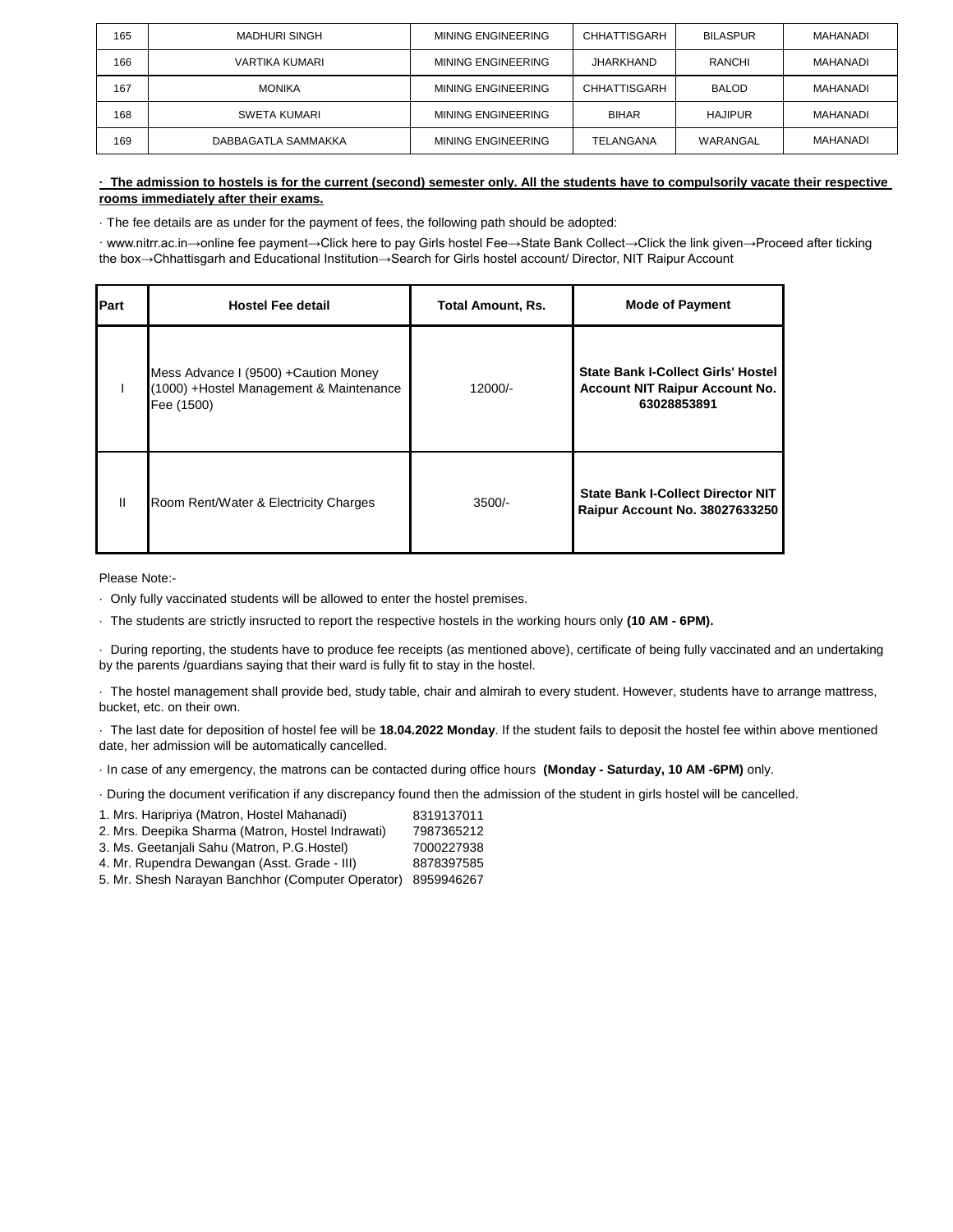| | | | | | |
|---|---|---|---|---|---|
| 165 | MADHURI SINGH | MINING ENGINEERING | CHHATTISGARH | BILASPUR | MAHANADI |
| 166 | VARTIKA KUMARI | MINING ENGINEERING | JHARKHAND | RANCHI | MAHANADI |
| 167 | MONIKA | MINING ENGINEERING | CHHATTISGARH | BALOD | MAHANADI |
| 168 | SWETA KUMARI | MINING ENGINEERING | BIHAR | HAJIPUR | MAHANADI |
| 169 | DABBAGATLA SAMMAKKA | MINING ENGINEERING | TELANGANA | WARANGAL | MAHANADI |

· **The admission to hostels is for the current (second) semester only. All the students have to compulsorily vacate their respective rooms immediately after their exams.**

· The fee details are as under for the payment of fees, the following path should be adopted:

· www.nitrr.ac.in→online fee payment→Click here to pay Girls hostel Fee→State Bank Collect→Click the link given→Proceed after ticking the box→Chhattisgarh and Educational Institution→Search for Girls hostel account/ Director, NIT Raipur Account

| Part | Hostel Fee detail | Total Amount, Rs. | Mode of Payment |
|---|---|---|---|
| I | Mess Advance I (9500) +Caution Money (1000) +Hostel Management & Maintenance Fee (1500) | 12000/- | **State Bank I-Collect Girls' Hostel Account NIT Raipur Account No. 63028853891** |
| II | Room Rent/Water & Electricity Charges | 3500/- | **State Bank I-Collect Director NIT Raipur Account No. 38027633250** |

Please Note:-

· Only fully vaccinated students will be allowed to enter the hostel premises.

· The students are strictly insructed to report the respective hostels in the working hours only **(10 AM - 6PM).**

· During reporting, the students have to produce fee receipts (as mentioned above), certificate of being fully vaccinated and an undertaking by the parents /guardians saying that their ward is fully fit to stay in the hostel.

· The hostel management shall provide bed, study table, chair and almirah to every student. However, students have to arrange mattress, bucket, etc. on their own.

· The last date for deposition of hostel fee will be **18.04.2022 Monday**. If the student fails to deposit the hostel fee within above mentioned date, her admission will be automatically cancelled.

· In case of any emergency, the matrons can be contacted during office hours **(Monday - Saturday, 10 AM -6PM)** only.

· During the document verification if any discrepancy found then the admission of the student in girls hostel will be cancelled.

1. Mrs. Haripriya (Matron, Hostel Mahanadi) 8319137011
2. Mrs. Deepika Sharma (Matron, Hostel Indrawati) 7987365212
3. Ms. Geetanjali Sahu (Matron, P.G.Hostel) 7000227938
4. Mr. Rupendra Dewangan (Asst. Grade - III) 8878397585
5. Mr. Shesh Narayan Banchhor (Computer Operator) 8959946267